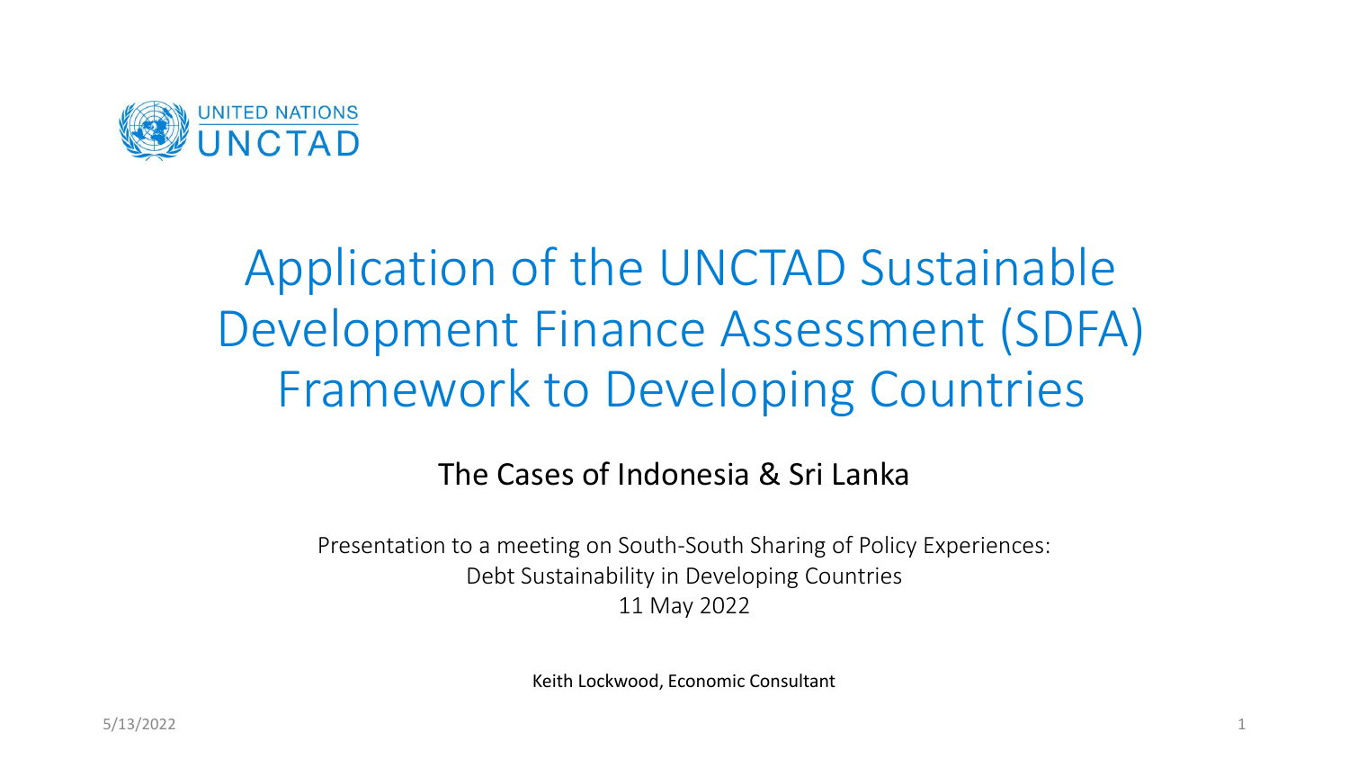UNITED NATIONS
UNCTAD

# Application of the UNCTAD Sustainable Development Finance Assessment (SDFA) Framework to Developing Countries

## The Cases of Indonesia & Sri Lanka

Presentation to a meeting on South-South Sharing of Policy Experiences:
Debt Sustainability in Developing Countries
11 May 2022

Keith Lockwood, Economic Consultant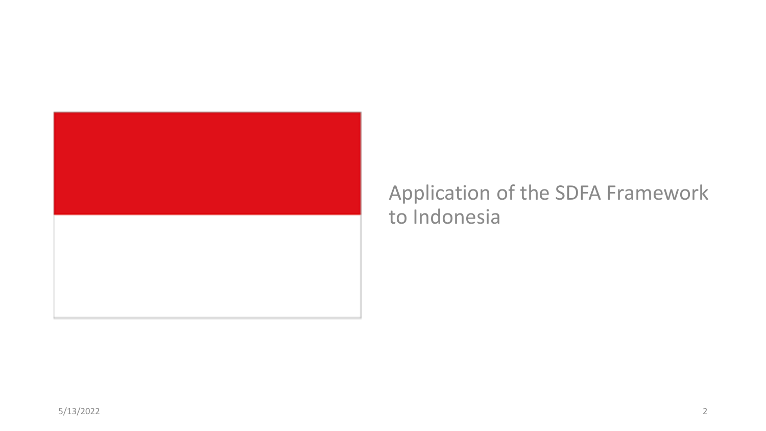Application of the SDFA Framework to Indonesia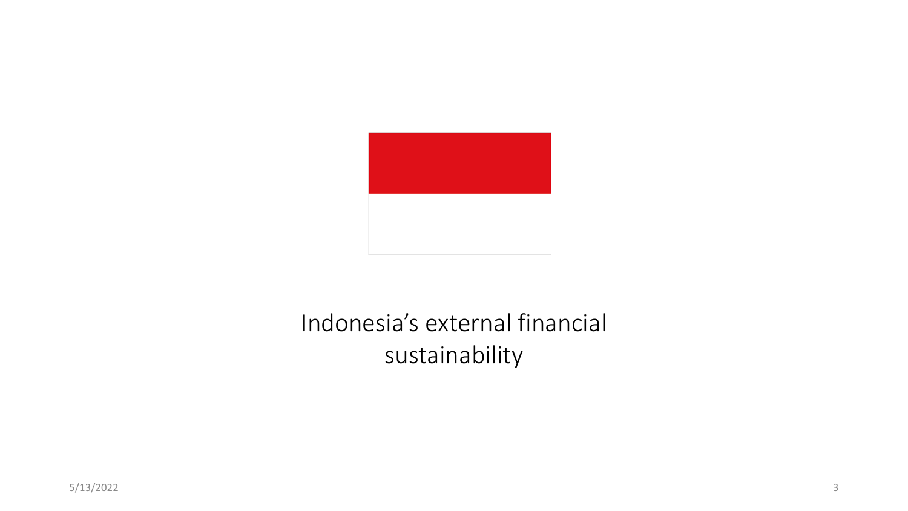# Indonesia's external financial sustainability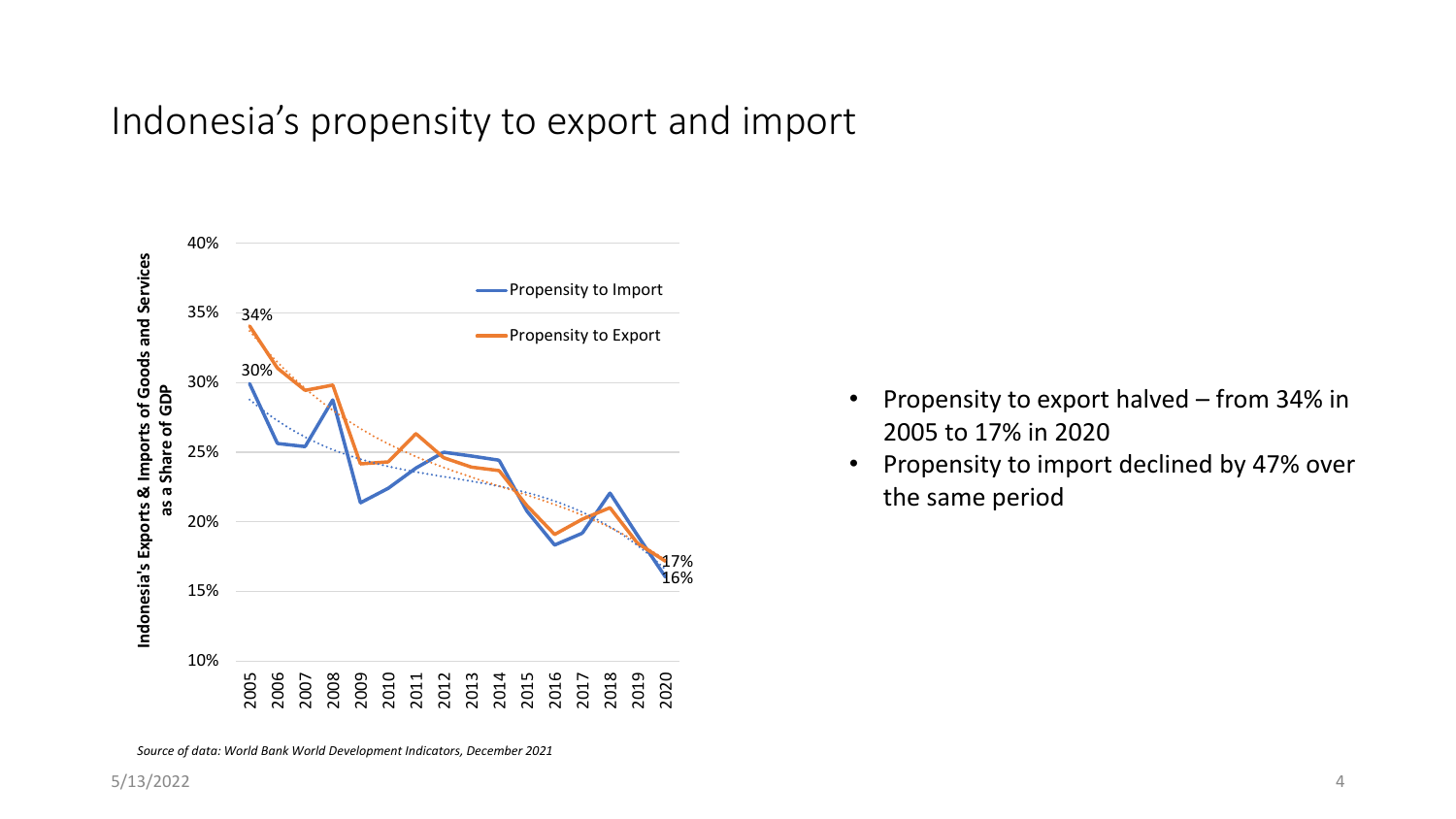# Indonesia’s propensity to export and import

- Propensity to export halved – from 34% in 2005 to 17% in 2020
- Propensity to import declined by 47% over the same period

*Source of data: World Bank World Development Indicators, December 2021*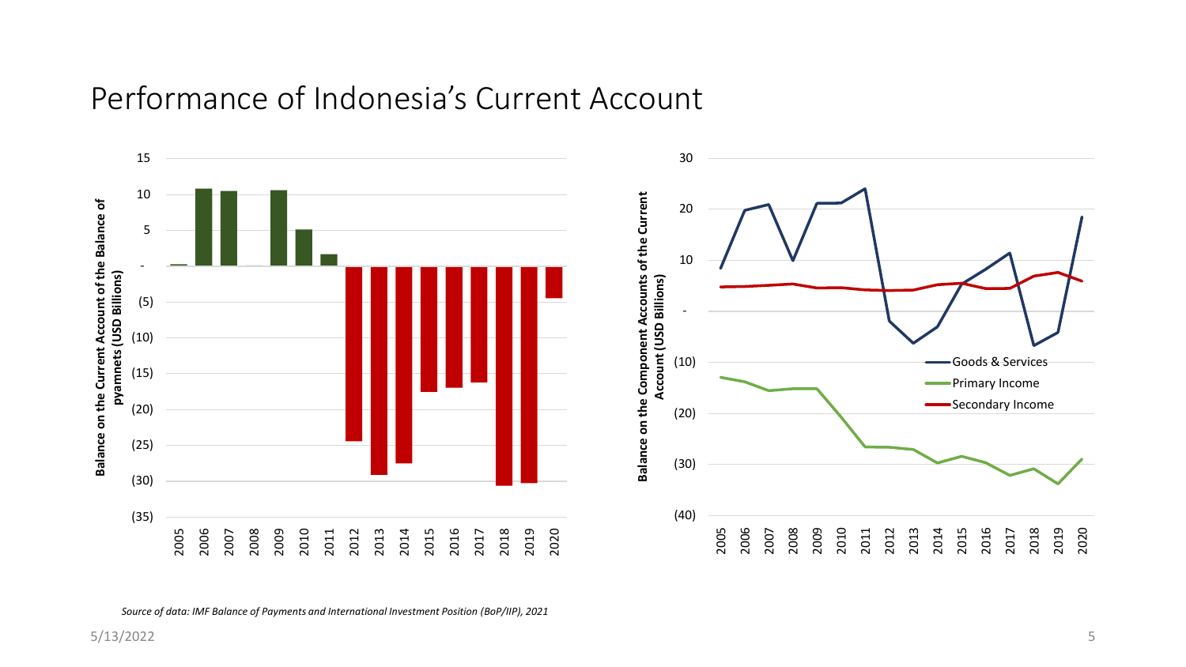# Performance of Indonesia's Current Account

Balance on the Current Account of the Balance of pyamnets (USD Billions)

15
10
5
-
(5)
(10)
(15)
(20)
(25)
(30)
(35)

2005 2006 2007 2008 2009 2010 2011 2012 2013 2014 2015 2016 2017 2018 2019 2020

Balance on the Component Accounts of the Current Account (USD Billions)

30
20
10
-
(10)
(20)
(30)
(40)

2005 2006 2007 2008 2009 2010 2011 2012 2013 2014 2015 2016 2017 2018 2019 2020

- Goods & Services
- Primary Income
- Secondary Income

*Source of data: IMF Balance of Payments and International Investment Position (BoP/IIP), 2021*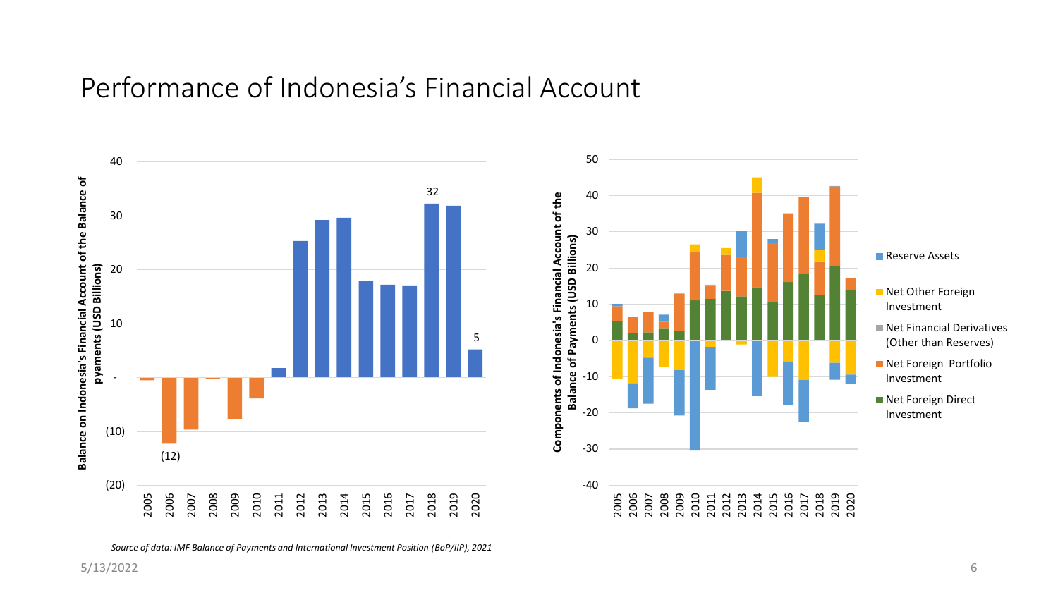# Performance of Indonesia's Financial Account

*Source of data: IMF Balance of Payments and International Investment Position (BoP/IIP), 2021*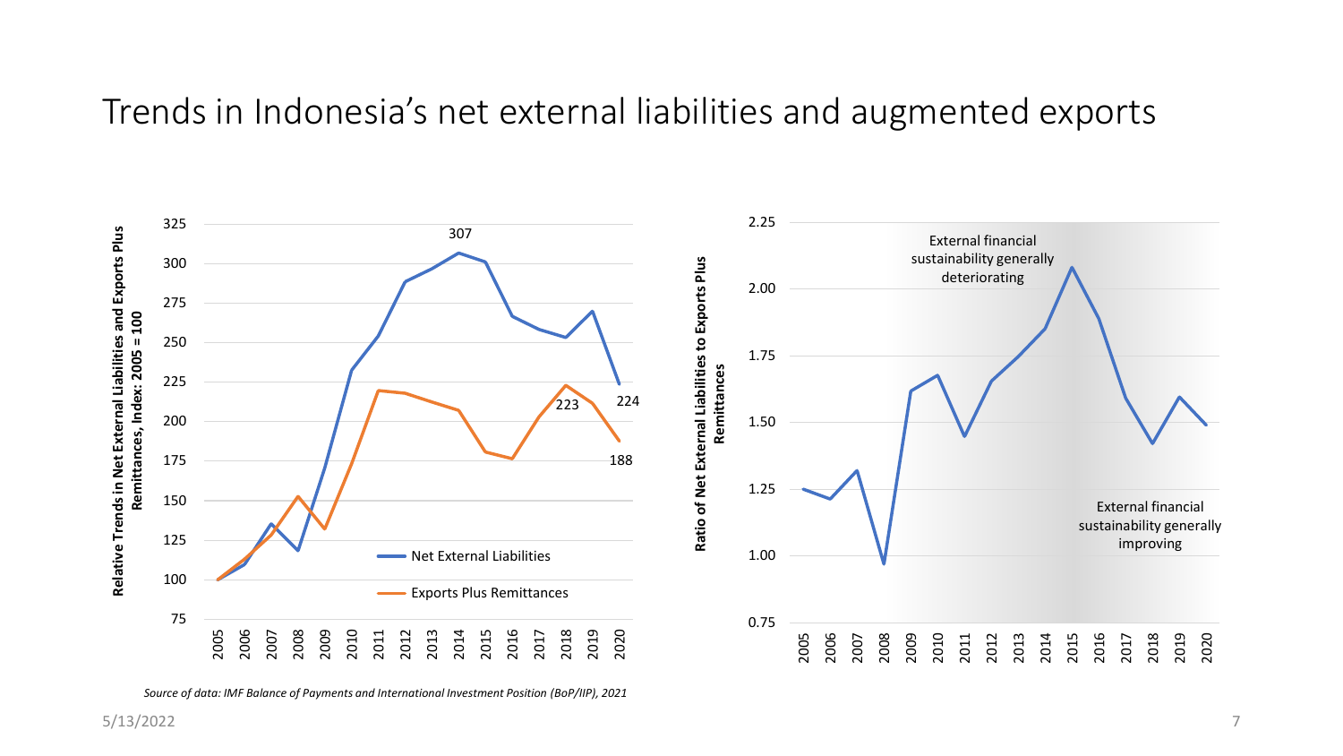# Trends in Indonesia's net external liabilities and augmented exports

Relative Trends in Net External Liabilities and Exports Plus Remittances, Index: 2005 = 100

Net External Liabilities: 307 (2014), 224 (2020)

Exports Plus Remittances: 223 (2018), 188 (2020)

Ratio of Net External Liabilities to Exports Plus Remittances

External financial sustainability generally deteriorating

External financial sustainability generally improving

*Source of data: IMF Balance of Payments and International Investment Position (BoP/IIP), 2021*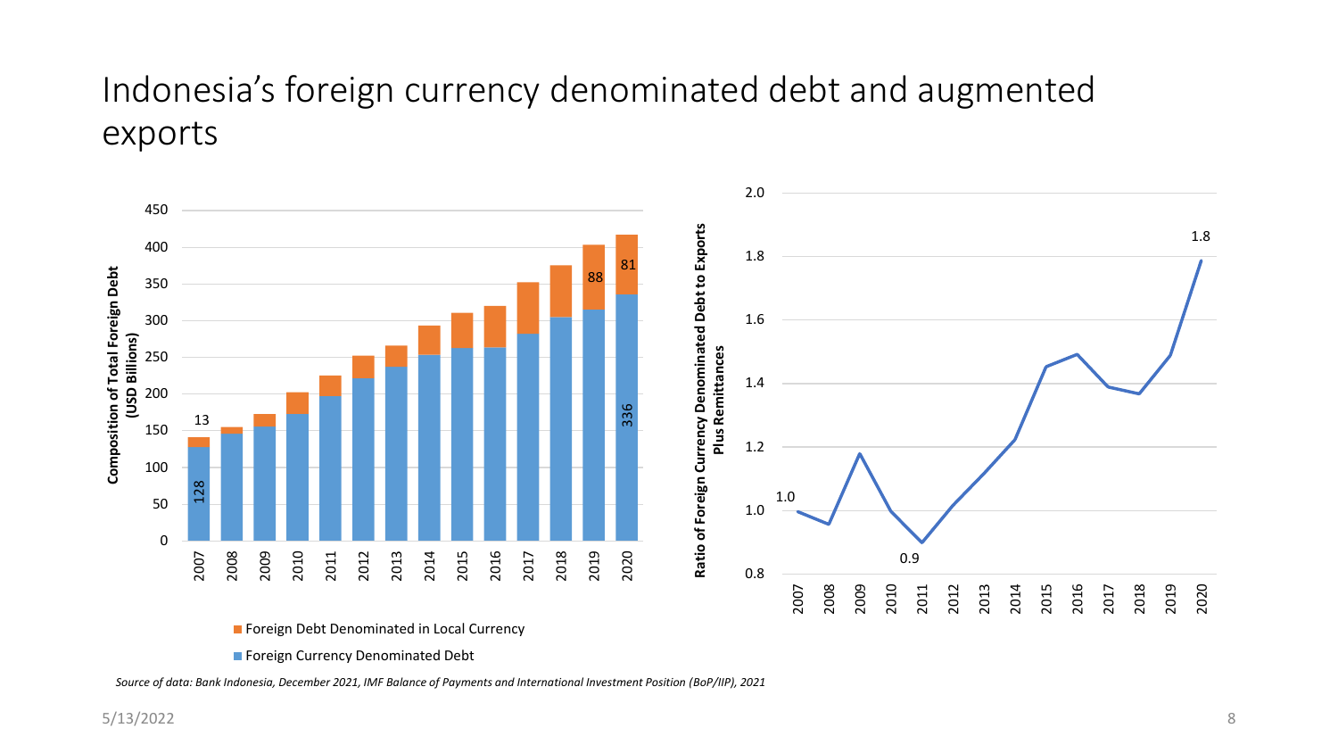# Indonesia's foreign currency denominated debt and augmented exports

Composition of Total Foreign Debt (USD Billions)

Foreign Debt Denominated in Local Currency

Foreign Currency Denominated Debt

| Year | Foreign Currency Denominated Debt | Foreign Debt Denominated in Local Currency |
|---|---|---|
| 2007 | 128 | 13 |
| 2019 | | 88 |
| 2020 | 336 | 81 |

Ratio of Foreign Currency Denominated Debt to Exports Plus Remittances

| Year | Ratio |
|---|---|
| 2007 | 1.0 |
| 2011 | 0.9 |
| 2020 | 1.8 |

*Source of data: Bank Indonesia, December 2021, IMF Balance of Payments and International Investment Position (BoP/IIP), 2021*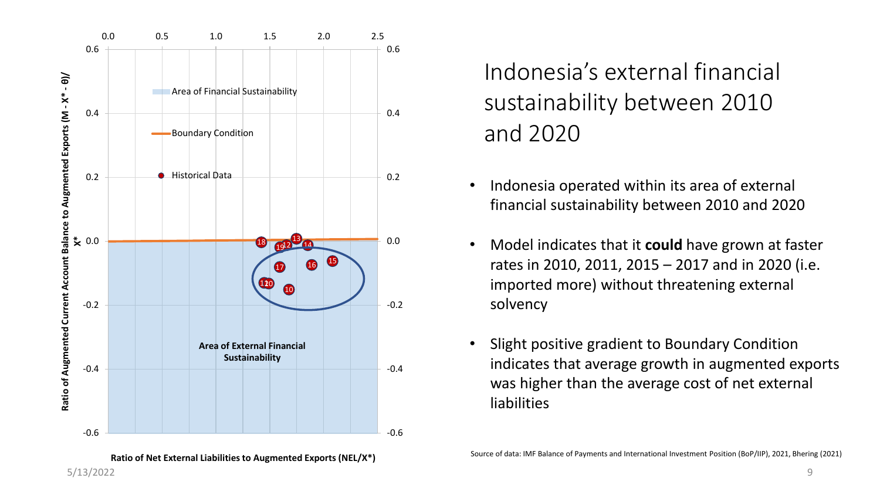# Indonesia's external financial sustainability between 2010 and 2020

- Indonesia operated within its area of external financial sustainability between 2010 and 2020
- Model indicates that it **could** have grown at faster rates in 2010, 2011, 2015 – 2017 and in 2020 (i.e. imported more) without threatening external solvency
- Slight positive gradient to Boundary Condition indicates that average growth in augmented exports was higher than the average cost of net external liabilities

Source of data: IMF Balance of Payments and International Investment Position (BoP/IIP), 2021, Bhering (2021)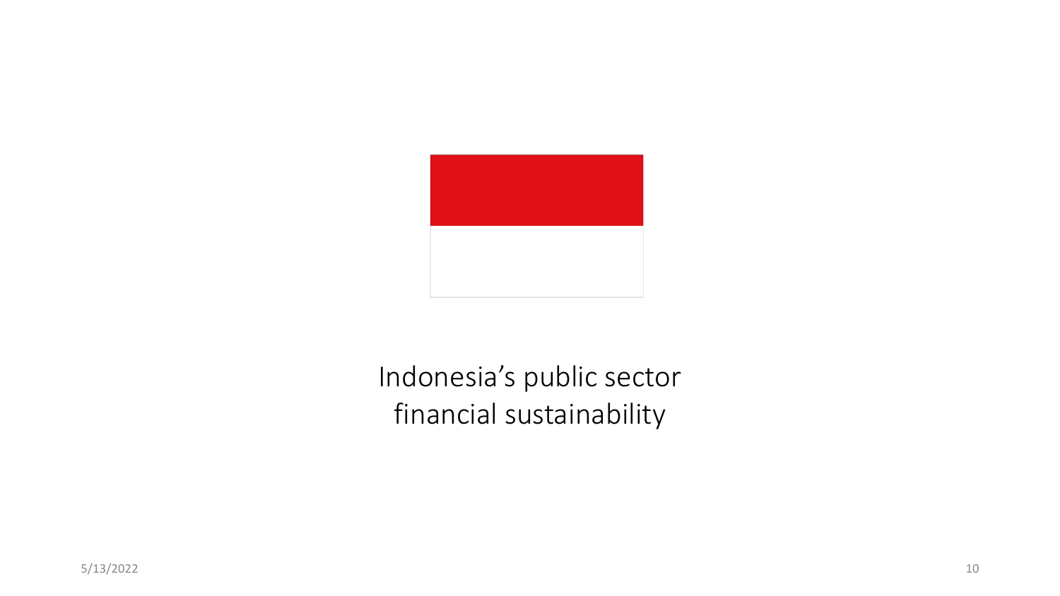# Indonesia's public sector financial sustainability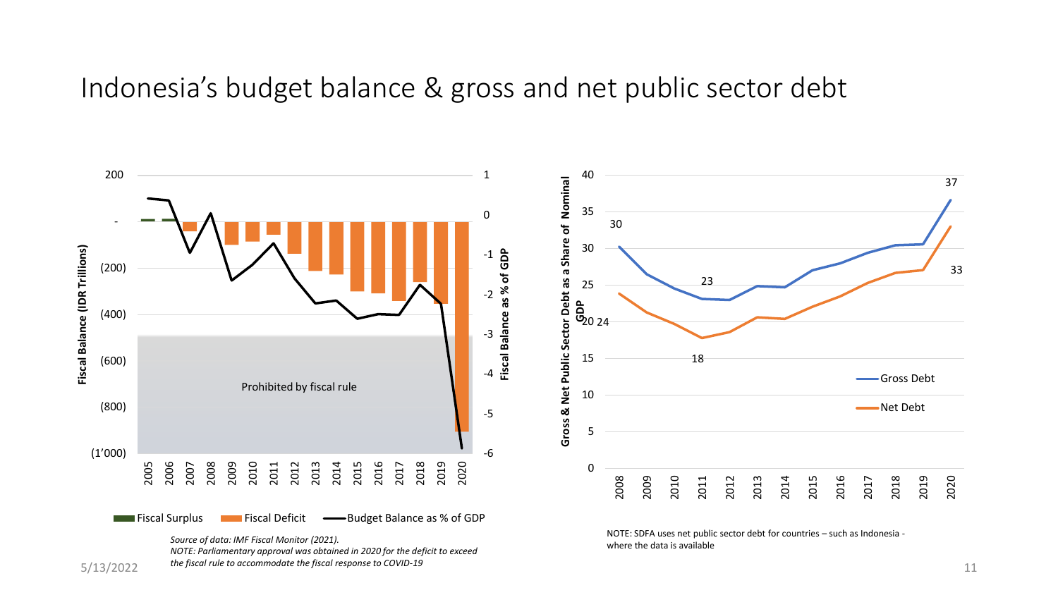# Indonesia's budget balance & gross and net public sector debt

Prohibited by fiscal rule

Fiscal Surplus | Fiscal Deficit | Budget Balance as % of GDP

*Source of data: IMF Fiscal Monitor (2021).*
*NOTE: Parliamentary approval was obtained in 2020 for the deficit to exceed the fiscal rule to accommodate the fiscal response to COVID-19*

Gross Debt | Net Debt

NOTE: SDFA uses net public sector debt for countries – such as Indonesia - where the data is available

5/13/2022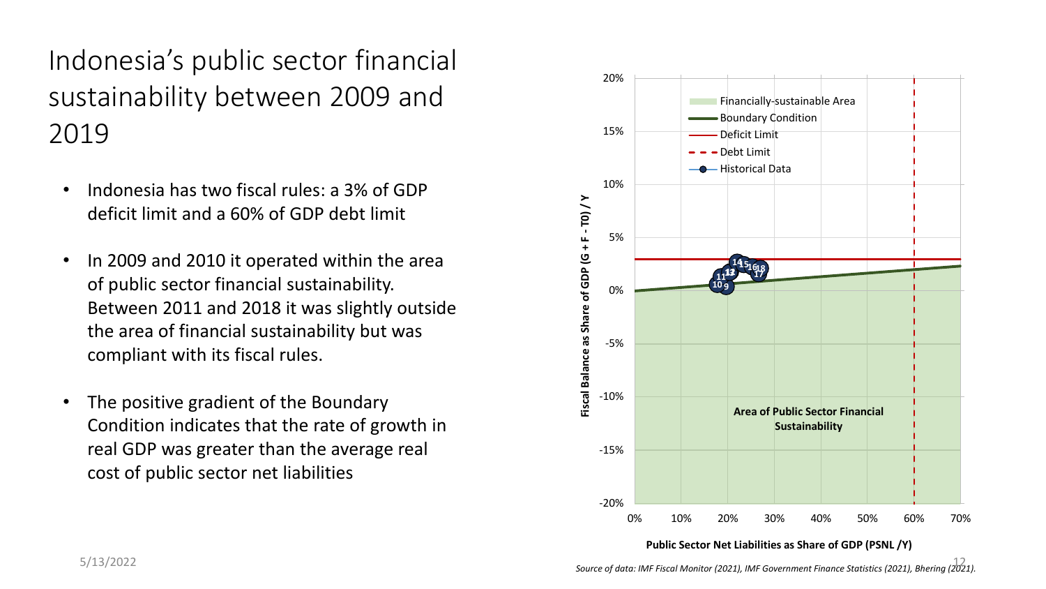# Indonesia's public sector financial sustainability between 2009 and 2019

- Indonesia has two fiscal rules: a 3% of GDP deficit limit and a 60% of GDP debt limit
- In 2009 and 2010 it operated within the area of public sector financial sustainability. Between 2011 and 2018 it was slightly outside the area of financial sustainability but was compliant with its fiscal rules.
- The positive gradient of the Boundary Condition indicates that the rate of growth in real GDP was greater than the average real cost of public sector net liabilities

Financially-sustainable Area

Boundary Condition

Deficit Limit

Debt Limit

Historical Data

Area of Public Sector Financial Sustainability

Fiscal Balance as Share of GDP (G + F - T0) / Y

Public Sector Net Liabilities as Share of GDP (PSNL /Y)

*Source of data: IMF Fiscal Monitor (2021), IMF Government Finance Statistics (2021), Bhering (2021).*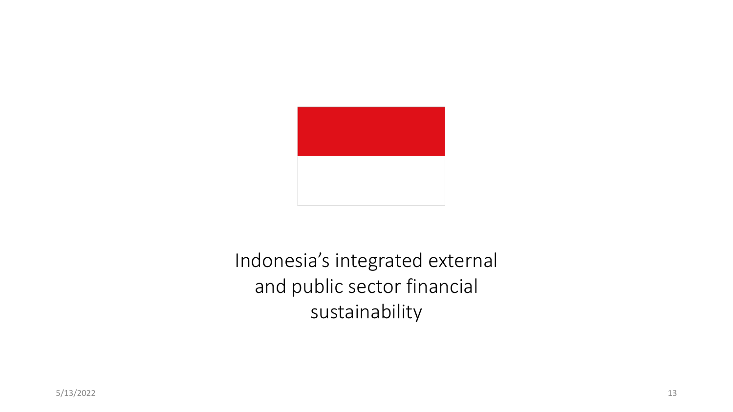# Indonesia's integrated external and public sector financial sustainability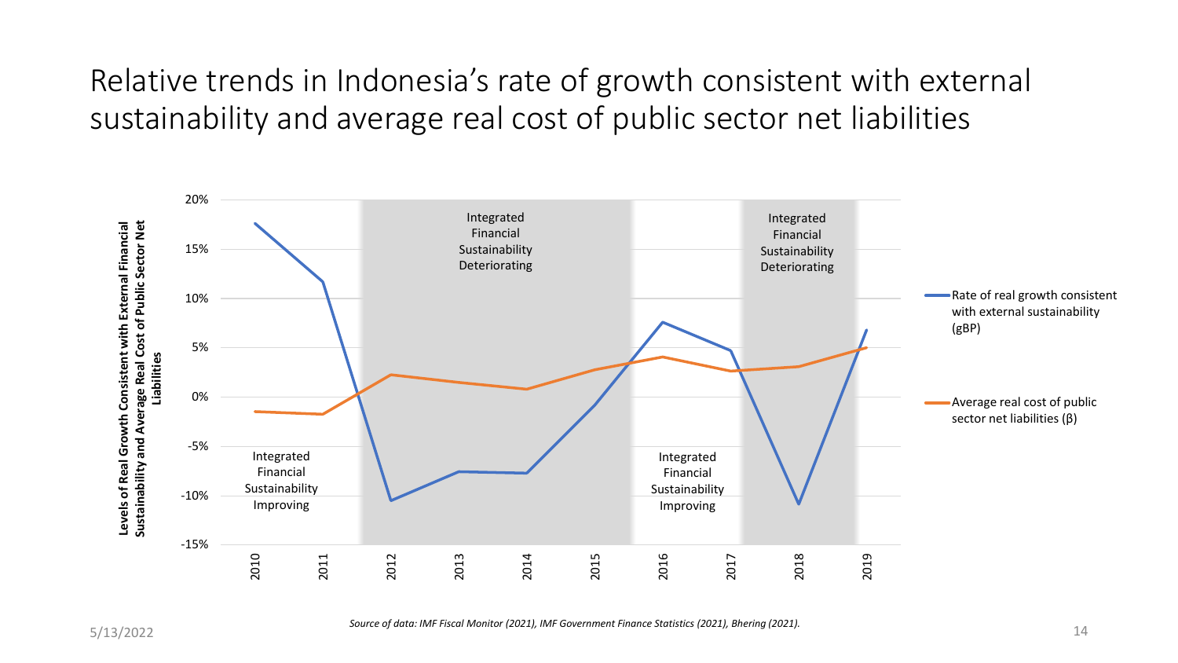# Relative trends in Indonesia's rate of growth consistent with external sustainability and average real cost of public sector net liabilities

Levels of Real Growth Consistent with External Financial Sustainability and Average Real Cost of Public Sector Net Liabilities

20%
15%
10%
5%
0%
-5%
-10%
-15%

2010 2011 2012 2013 2014 2015 2016 2017 2018 2019

Integrated Financial Sustainability Improving

Integrated Financial Sustainability Deteriorating

Integrated Financial Sustainability Improving

Integrated Financial Sustainability Deteriorating

Rate of real growth consistent with external sustainability (gBP)

Average real cost of public sector net liabilities (β)

*Source of data: IMF Fiscal Monitor (2021), IMF Government Finance Statistics (2021), Bhering (2021).*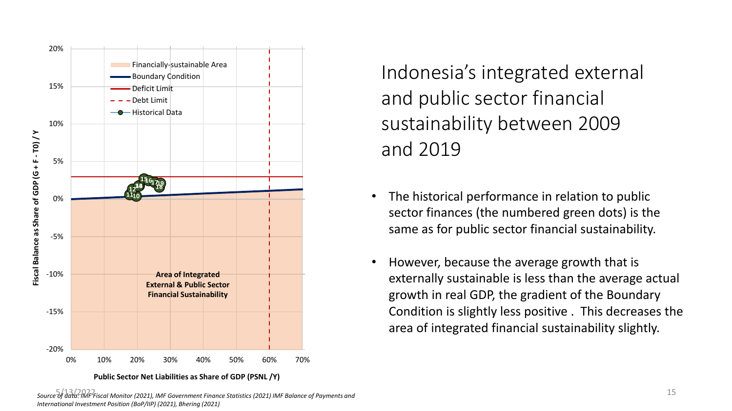# Indonesia's integrated external and public sector financial sustainability between 2009 and 2019

- The historical performance in relation to public sector finances (the numbered green dots) is the same as for public sector financial sustainability.
- However, because the average growth that is externally sustainable is less than the average actual growth in real GDP, the gradient of the Boundary Condition is slightly less positive . This decreases the area of integrated financial sustainability slightly.

*Source of data: IMF Fiscal Monitor (2021), IMF Government Finance Statistics (2021) IMF Balance of Payments and International Investment Position (BoP/IIP) (2021), Bhering (2021)*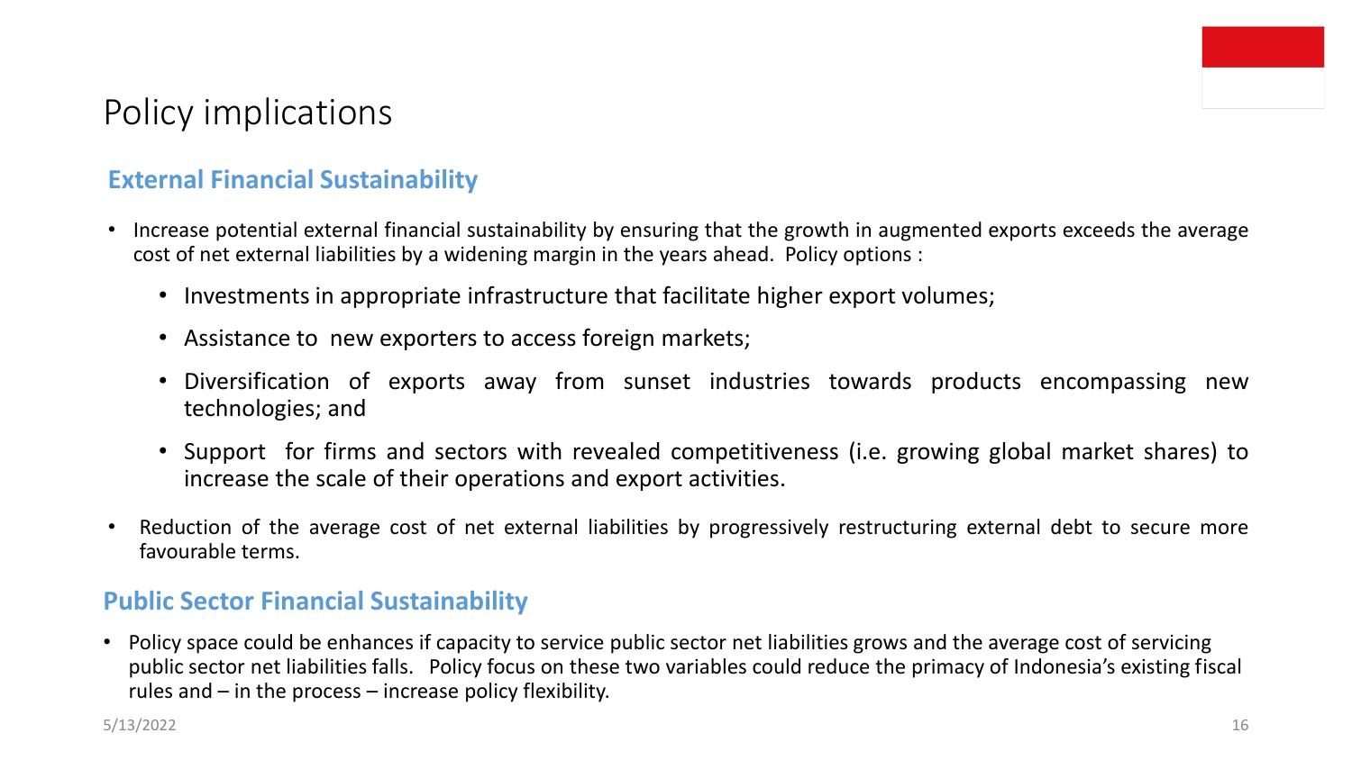# Policy implications

## External Financial Sustainability

- Increase potential external financial sustainability by ensuring that the growth in augmented exports exceeds the average cost of net external liabilities by a widening margin in the years ahead. Policy options :
  - Investments in appropriate infrastructure that facilitate higher export volumes;
  - Assistance to new exporters to access foreign markets;
  - Diversification of exports away from sunset industries towards products encompassing new technologies; and
  - Support for firms and sectors with revealed competitiveness (i.e. growing global market shares) to increase the scale of their operations and export activities.
- Reduction of the average cost of net external liabilities by progressively restructuring external debt to secure more favourable terms.

## Public Sector Financial Sustainability

- Policy space could be enhances if capacity to service public sector net liabilities grows and the average cost of servicing public sector net liabilities falls. Policy focus on these two variables could reduce the primacy of Indonesia's existing fiscal rules and – in the process – increase policy flexibility.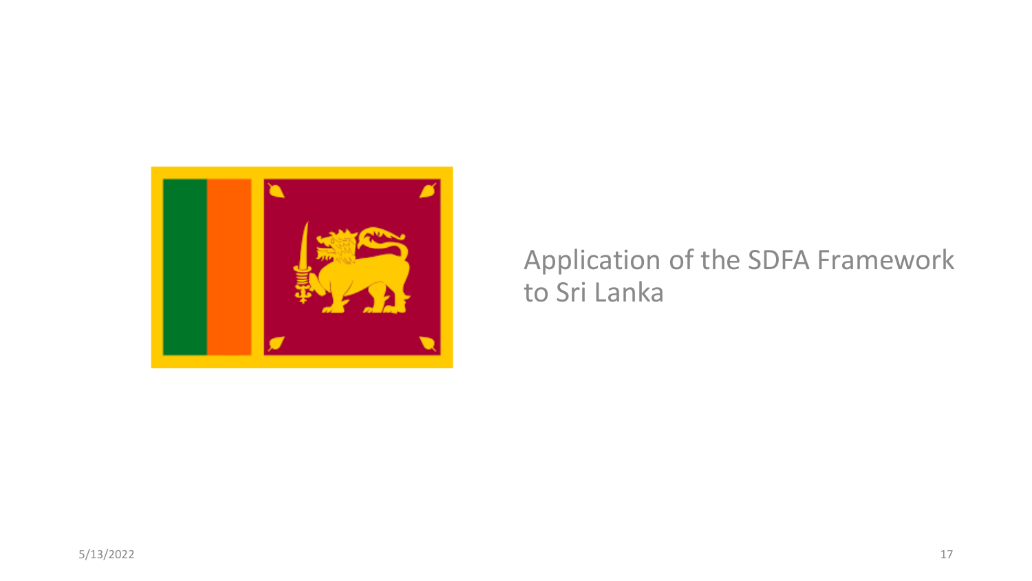# Application of the SDFA Framework to Sri Lanka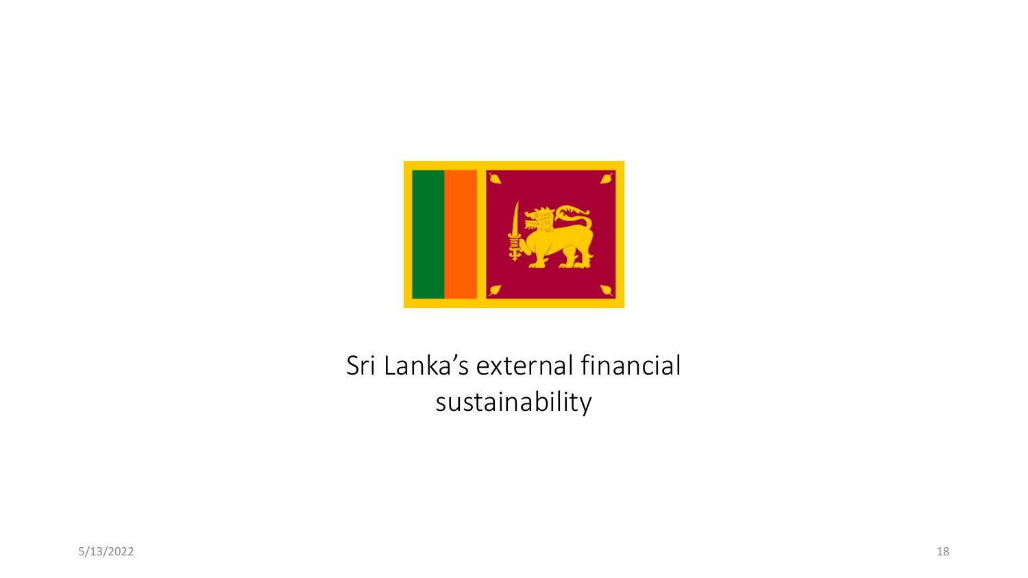# Sri Lanka's external financial sustainability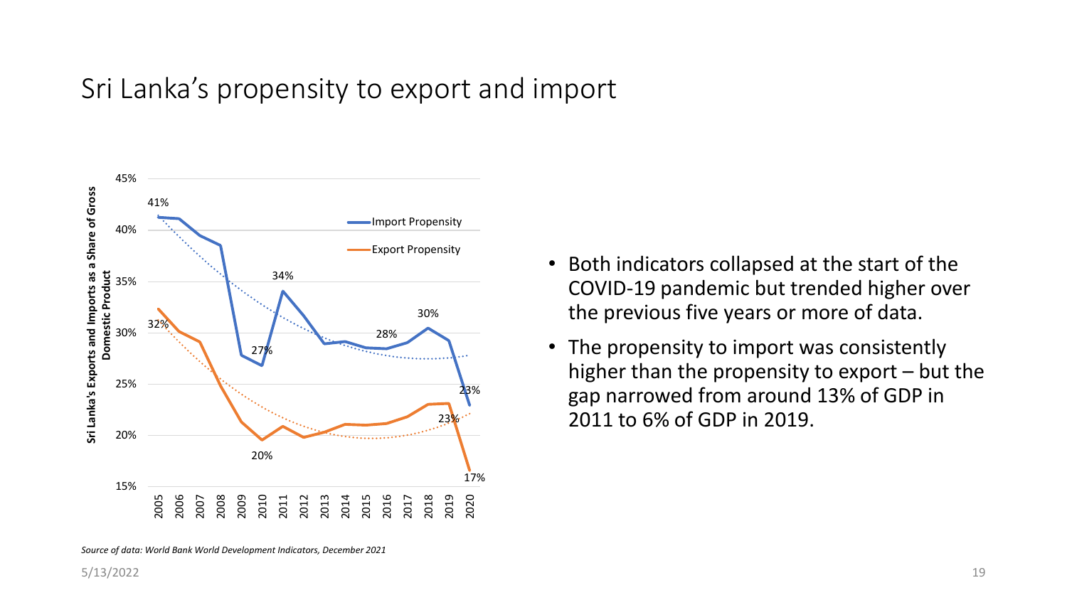# Sri Lanka's propensity to export and import

- Both indicators collapsed at the start of the COVID-19 pandemic but trended higher over the previous five years or more of data.
- The propensity to import was consistently higher than the propensity to export – but the gap narrowed from around 13% of GDP in 2011 to 6% of GDP in 2019.

*Source of data: World Bank World Development Indicators, December 2021*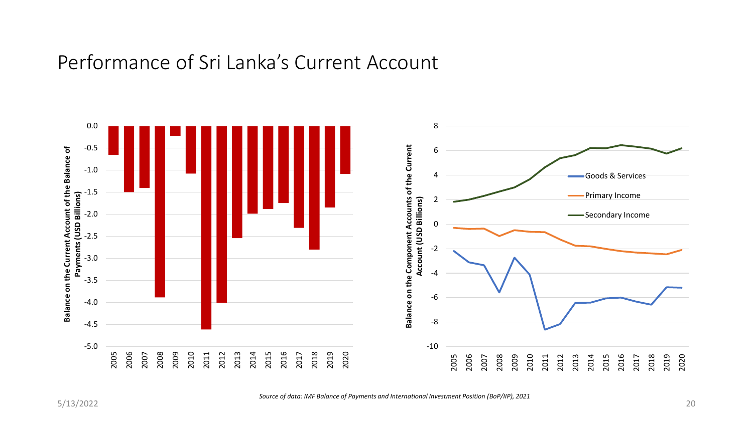# Performance of Sri Lanka's Current Account

*Source of data: IMF Balance of Payments and International Investment Position (BoP/IIP), 2021*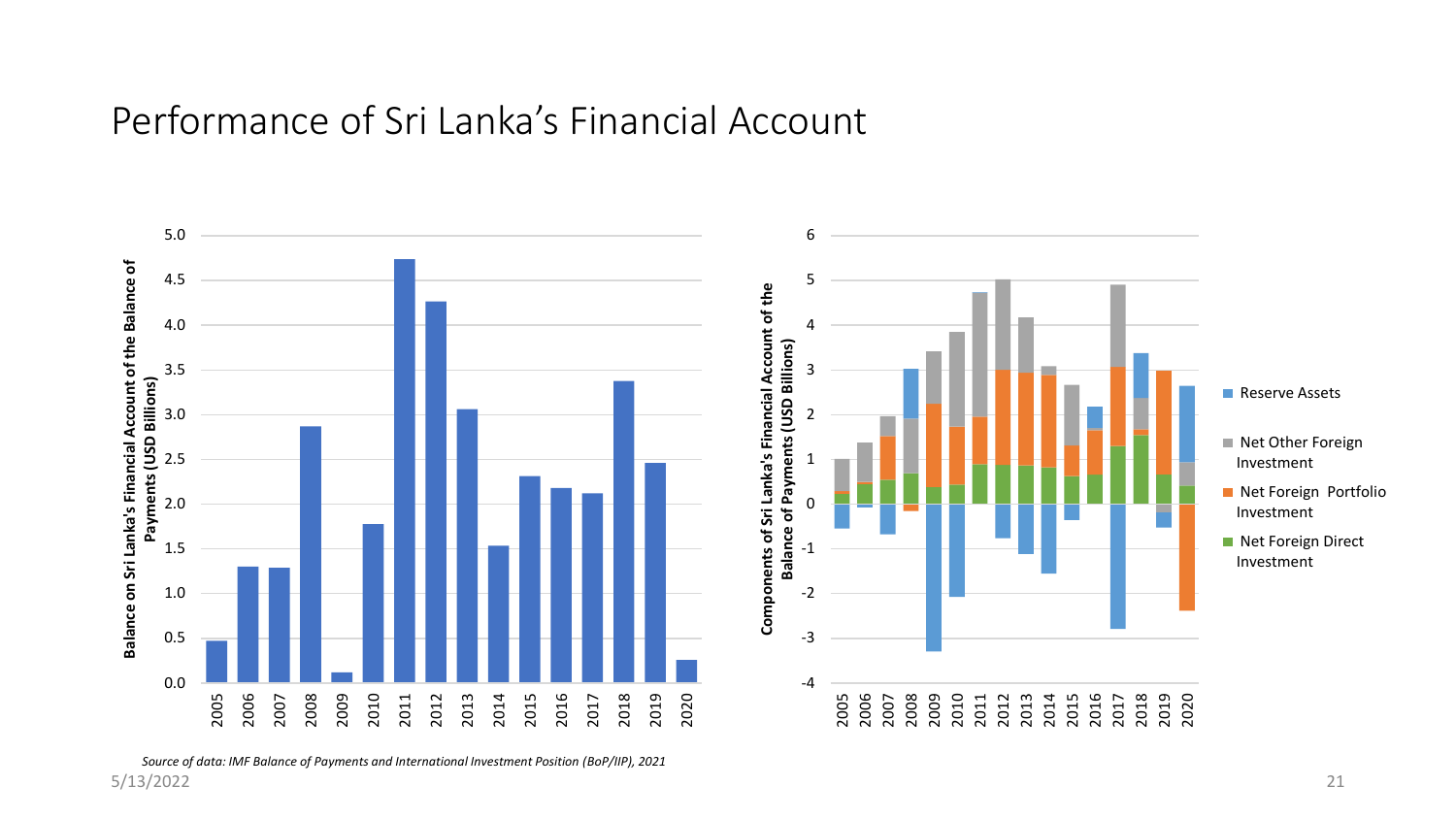# Performance of Sri Lanka's Financial Account

*Source of data: IMF Balance of Payments and International Investment Position (BoP/IIP), 2021*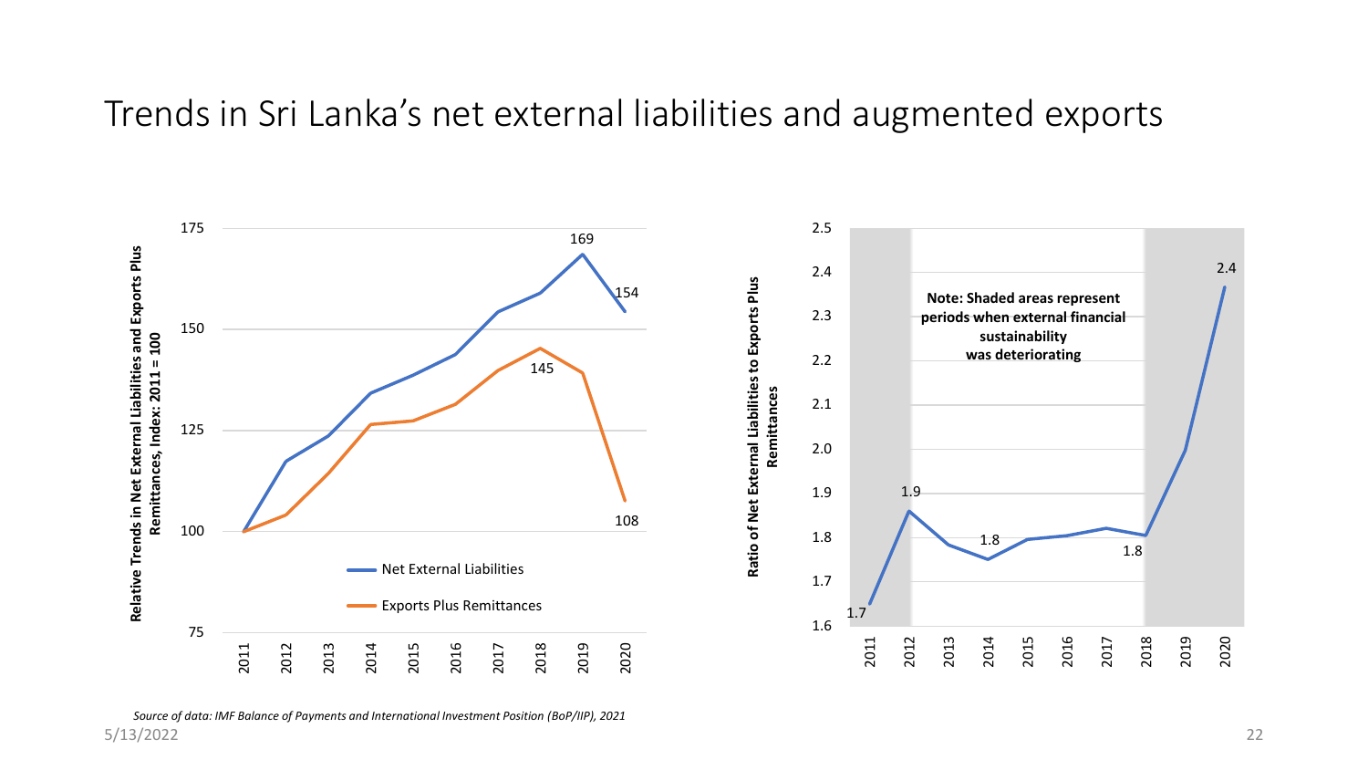# Trends in Sri Lanka's net external liabilities and augmented exports

Relative Trends in Net External Liabilities and Exports Plus Remittances, Index: 2011 = 100

- Net External Liabilities
- Exports Plus Remittances

Ratio of Net External Liabilities to Exports Plus Remittances

**Note: Shaded areas represent periods when external financial sustainability was deteriorating**

*Source of data: IMF Balance of Payments and International Investment Position (BoP/IIP), 2021*

5/13/2022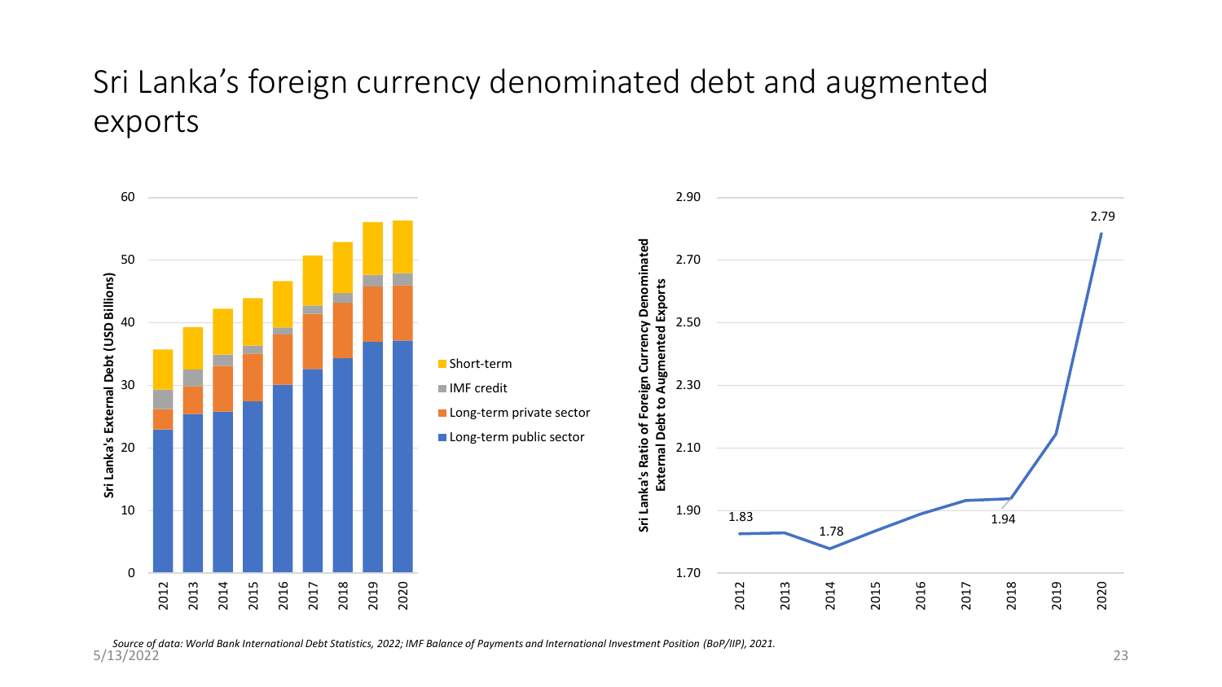# Sri Lanka's foreign currency denominated debt and augmented exports

*Source of data: World Bank International Debt Statistics, 2022; IMF Balance of Payments and International Investment Position (BoP/IIP), 2021.*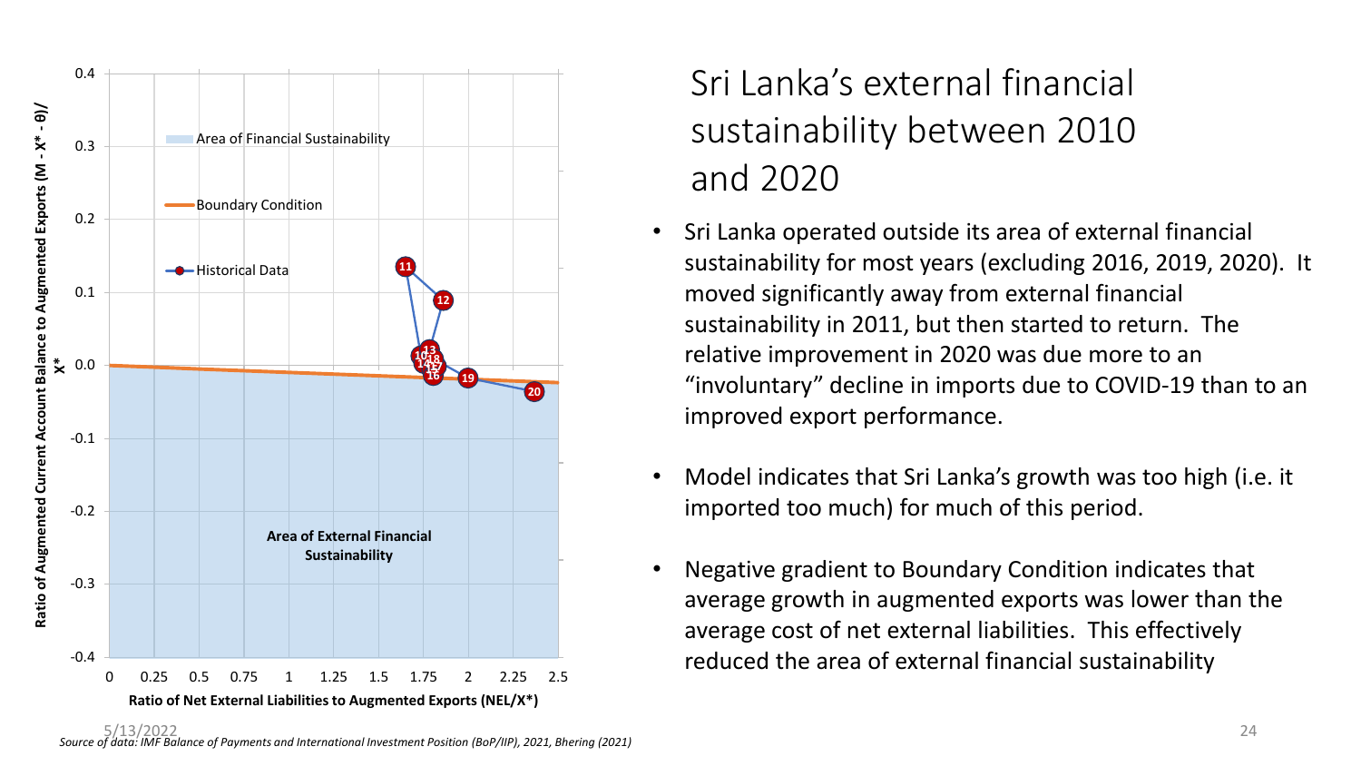# Sri Lanka's external financial sustainability between 2010 and 2020

- Sri Lanka operated outside its area of external financial sustainability for most years (excluding 2016, 2019, 2020). It moved significantly away from external financial sustainability in 2011, but then started to return. The relative improvement in 2020 was due more to an "involuntary" decline in imports due to COVID-19 than to an improved export performance.
- Model indicates that Sri Lanka's growth was too high (i.e. it imported too much) for much of this period.
- Negative gradient to Boundary Condition indicates that average growth in augmented exports was lower than the average cost of net external liabilities. This effectively reduced the area of external financial sustainability

*Source of data: IMF Balance of Payments and International Investment Position (BoP/IIP), 2021, Bhering (2021)*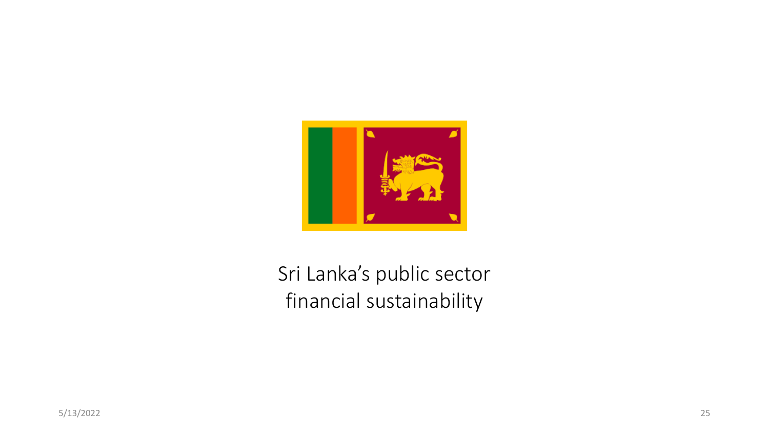Sri Lanka’s public sector financial sustainability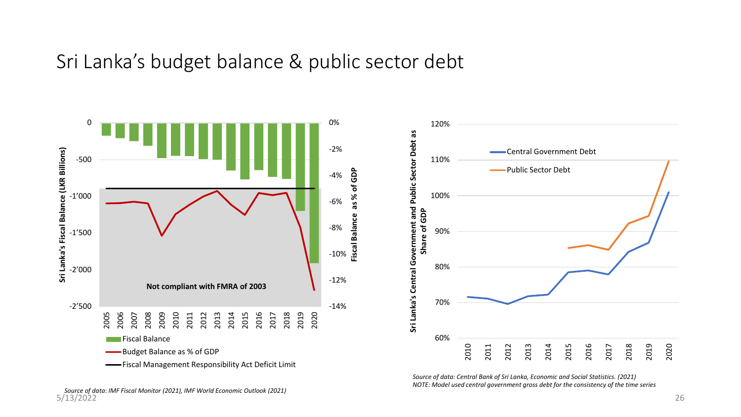# Sri Lanka’s budget balance & public sector debt

Sri Lanka's Fiscal Balance (LKR Billions)

0, -500, -1’000, -1’500, -2’000, -2’500

Fiscal Balance as % of GDP

0%, -2%, -4%, -6%, -8%, -10%, -12%, -14%

Not compliant with FMRA of 2003

2005, 2006, 2007, 2008, 2009, 2010, 2011, 2012, 2013, 2014, 2015, 2016, 2017, 2018, 2019, 2020

- Fiscal Balance
- Budget Balance as % of GDP
- Fiscal Management Responsibility Act Deficit Limit

*Source of data: IMF Fiscal Monitor (2021), IMF World Economic Outlook (2021)*

Sri Lanka's Central Government and Public Sector Debt as Share of GDP

120%, 110%, 100%, 90%, 80%, 70%, 60%

2010, 2011, 2012, 2013, 2014, 2015, 2016, 2017, 2018, 2019, 2020

- Central Government Debt
- Public Sector Debt

*Source of data: Central Bank of Sri Lanka, Economic and Social Statistics. (2021)*
*NOTE: Model used central government gross debt for the consistency of the time series*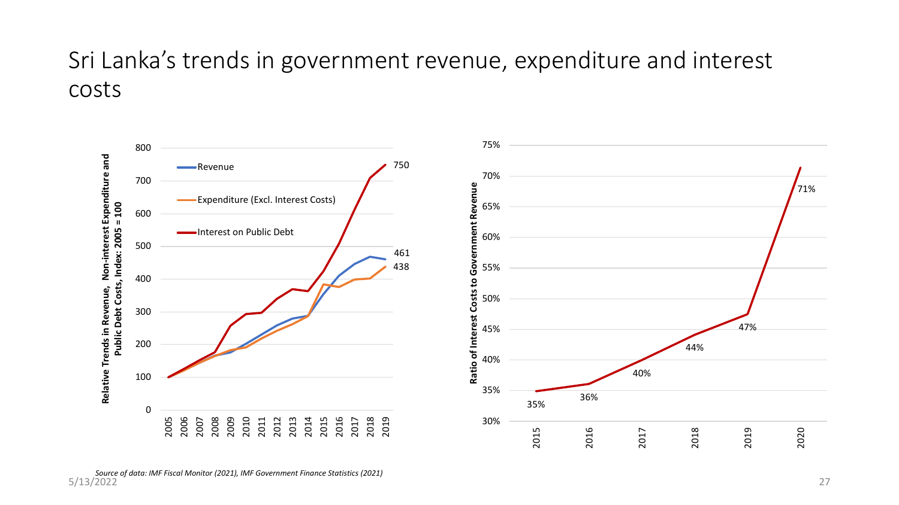# Sri Lanka's trends in government revenue, expenditure and interest costs

Source of data: IMF Fiscal Monitor (2021), IMF Government Finance Statistics (2021)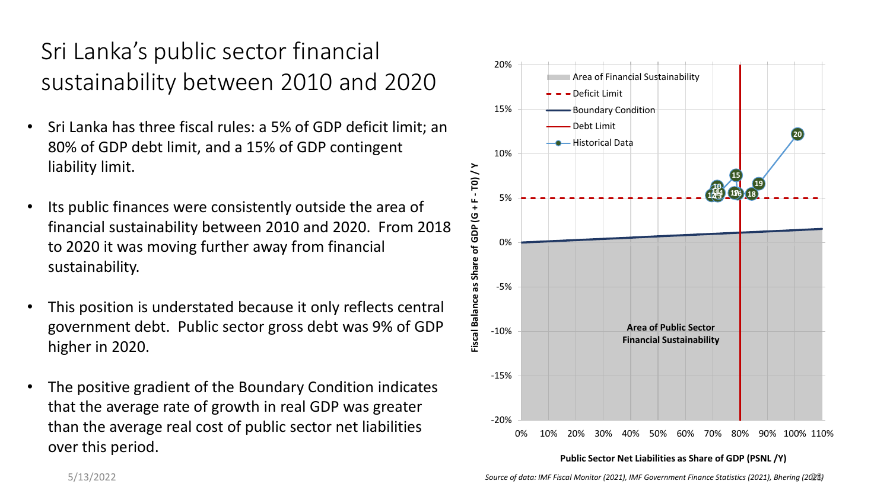# Sri Lanka's public sector financial sustainability between 2010 and 2020

- Sri Lanka has three fiscal rules: a 5% of GDP deficit limit; an 80% of GDP debt limit, and a 15% of GDP contingent liability limit.
- Its public finances were consistently outside the area of financial sustainability between 2010 and 2020. From 2018 to 2020 it was moving further away from financial sustainability.
- This position is understated because it only reflects central government debt. Public sector gross debt was 9% of GDP higher in 2020.
- The positive gradient of the Boundary Condition indicates that the average rate of growth in real GDP was greater than the average real cost of public sector net liabilities over this period.

Fiscal Balance as Share of GDP $(G + F - T0) / Y$

Public Sector Net Liabilities as Share of GDP (PSNL /Y)

Legend: Area of Financial Sustainability; Deficit Limit; Boundary Condition; Debt Limit; Historical Data

Area of Public Sector Financial Sustainability

*Source of data: IMF Fiscal Monitor (2021), IMF Government Finance Statistics (2021), Bhering (2021)*

5/13/2022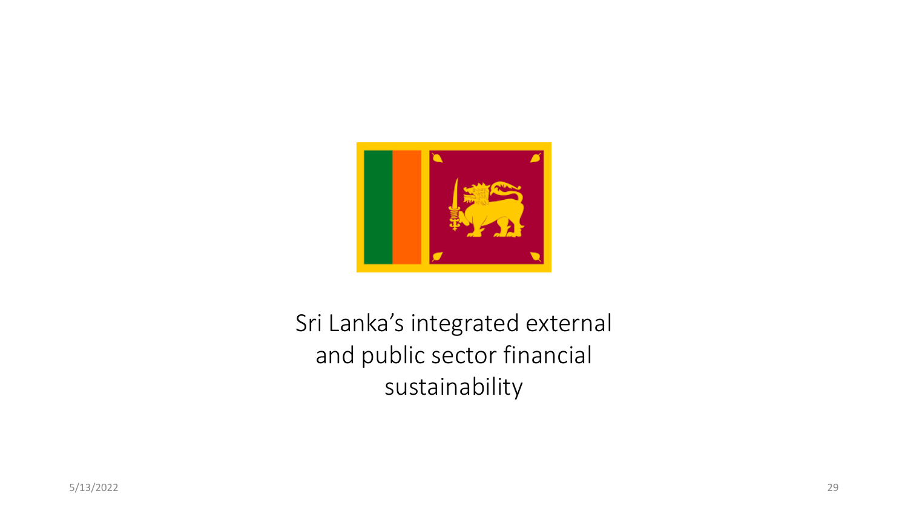# Sri Lanka's integrated external and public sector financial sustainability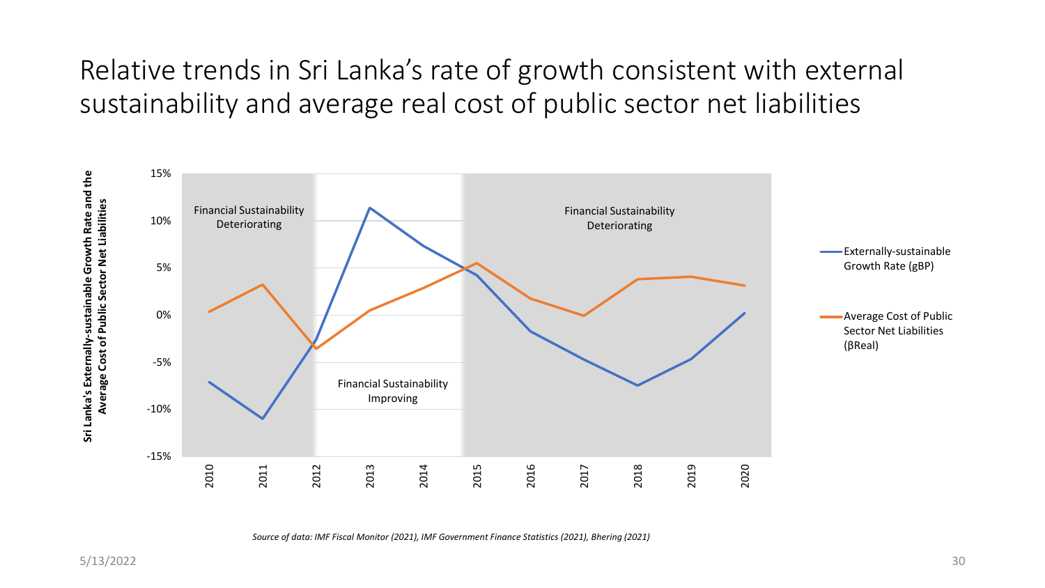# Relative trends in Sri Lanka's rate of growth consistent with external sustainability and average real cost of public sector net liabilities

Sri Lanka's Externally-sustainable Growth Rate and the Average Cost of Public Sector Net Liabilities

15%

10%

5%

0%

-5%

-10%

-15%

Financial Sustainability Deteriorating

Financial Sustainability Improving

Financial Sustainability Deteriorating

2010 2011 2012 2013 2014 2015 2016 2017 2018 2019 2020

Externally-sustainable Growth Rate (gBP)

Average Cost of Public Sector Net Liabilities (βReal)

*Source of data: IMF Fiscal Monitor (2021), IMF Government Finance Statistics (2021), Bhering (2021)*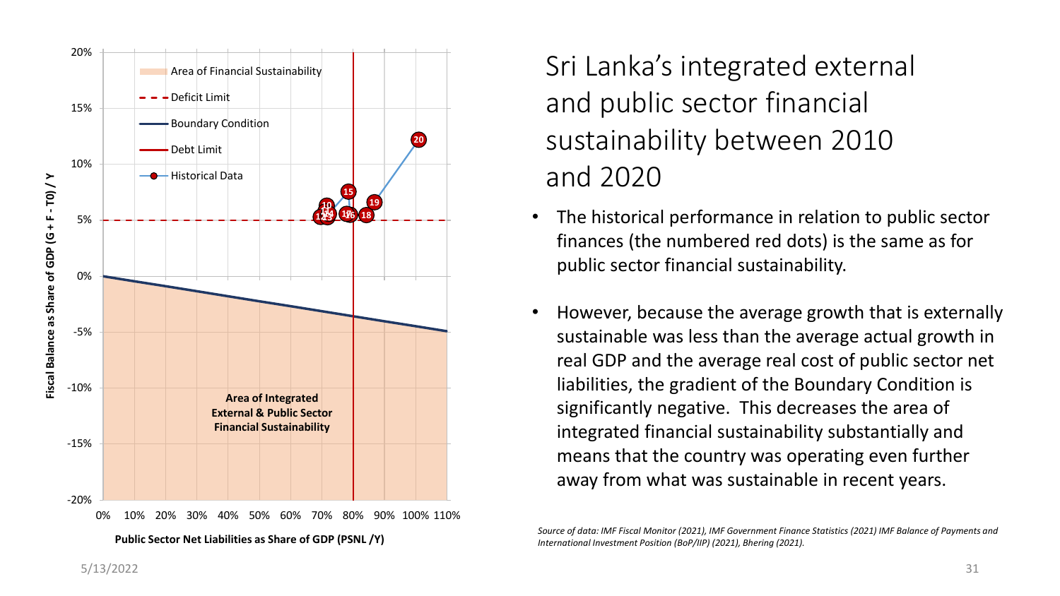# Sri Lanka's integrated external and public sector financial sustainability between 2010 and 2020

- The historical performance in relation to public sector finances (the numbered red dots) is the same as for public sector financial sustainability.
- However, because the average growth that is externally sustainable was less than the average actual growth in real GDP and the average real cost of public sector net liabilities, the gradient of the Boundary Condition is significantly negative. This decreases the area of integrated financial sustainability substantially and means that the country was operating even further away from what was sustainable in recent years.

*Source of data: IMF Fiscal Monitor (2021), IMF Government Finance Statistics (2021) IMF Balance of Payments and International Investment Position (BoP/IIP) (2021), Bhering (2021).*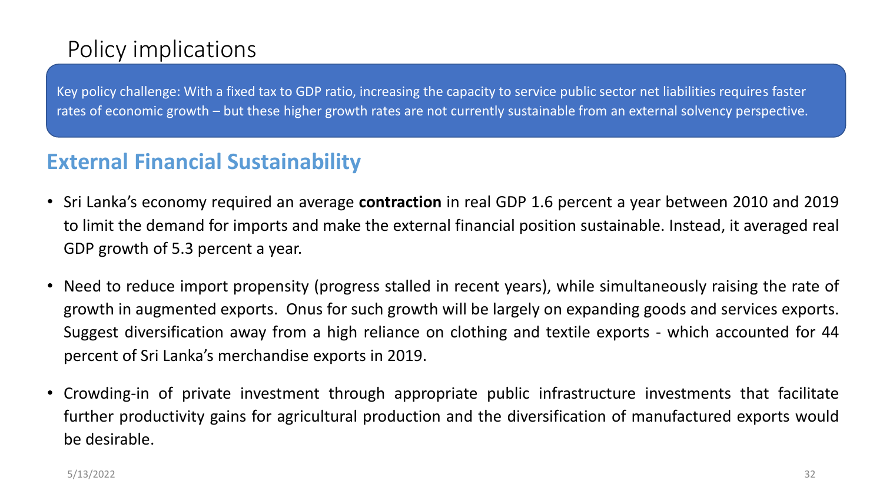# Policy implications

Key policy challenge: With a fixed tax to GDP ratio, increasing the capacity to service public sector net liabilities requires faster rates of economic growth – but these higher growth rates are not currently sustainable from an external solvency perspective.

## External Financial Sustainability

- Sri Lanka's economy required an average **contraction** in real GDP 1.6 percent a year between 2010 and 2019 to limit the demand for imports and make the external financial position sustainable. Instead, it averaged real GDP growth of 5.3 percent a year.
- Need to reduce import propensity (progress stalled in recent years), while simultaneously raising the rate of growth in augmented exports. Onus for such growth will be largely on expanding goods and services exports. Suggest diversification away from a high reliance on clothing and textile exports - which accounted for 44 percent of Sri Lanka's merchandise exports in 2019.
- Crowding-in of private investment through appropriate public infrastructure investments that facilitate further productivity gains for agricultural production and the diversification of manufactured exports would be desirable.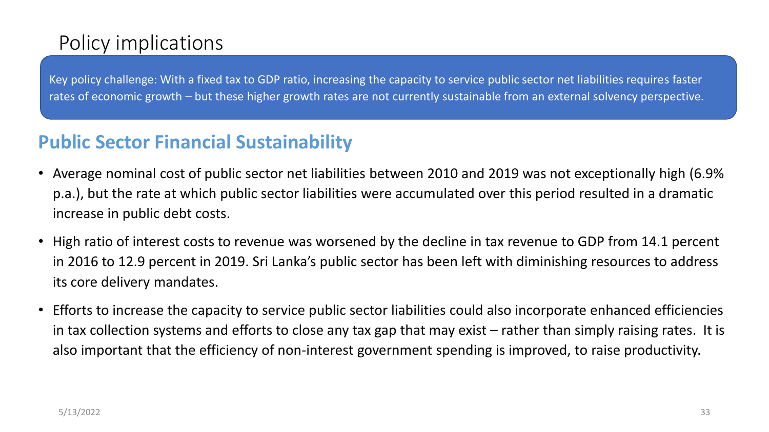# Policy implications

Key policy challenge: With a fixed tax to GDP ratio, increasing the capacity to service public sector net liabilities requires faster rates of economic growth – but these higher growth rates are not currently sustainable from an external solvency perspective.

## Public Sector Financial Sustainability

- Average nominal cost of public sector net liabilities between 2010 and 2019 was not exceptionally high (6.9% p.a.), but the rate at which public sector liabilities were accumulated over this period resulted in a dramatic increase in public debt costs.
- High ratio of interest costs to revenue was worsened by the decline in tax revenue to GDP from 14.1 percent in 2016 to 12.9 percent in 2019. Sri Lanka's public sector has been left with diminishing resources to address its core delivery mandates.
- Efforts to increase the capacity to service public sector liabilities could also incorporate enhanced efficiencies in tax collection systems and efforts to close any tax gap that may exist – rather than simply raising rates. It is also important that the efficiency of non-interest government spending is improved, to raise productivity.

5/13/2022